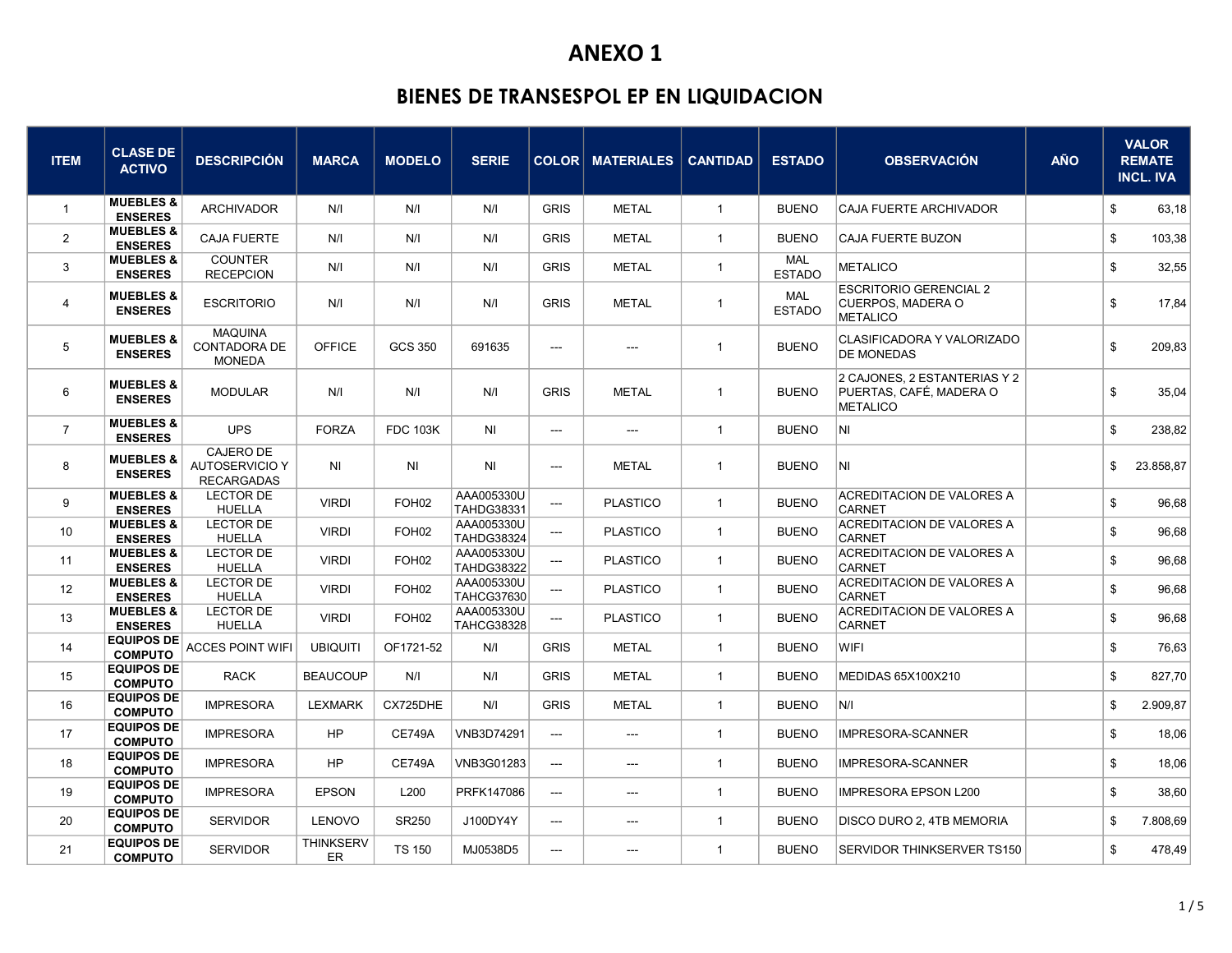# ANEXO 1

## BIENES DE TRANSESPOL EP EN LIQUIDACION

| ITEM | CLASE DE ACTIVO | DESCRIPCIÓN | MARCA | MODELO | SERIE | COLOR | MATERIALES | CANTIDAD | ESTADO | OBSERVACIÓN | AÑO | VALOR REMATE INCL. IVA |
|---|---|---|---|---|---|---|---|---|---|---|---|---|
| 1 | MUEBLES & ENSERES | ARCHIVADOR | N/I | N/I | N/I | GRIS | METAL | 1 | BUENO | CAJA FUERTE ARCHIVADOR | | $ 63,18 |
| 2 | MUEBLES & ENSERES | CAJA FUERTE | N/I | N/I | N/I | GRIS | METAL | 1 | BUENO | CAJA FUERTE BUZON | | $ 103,38 |
| 3 | MUEBLES & ENSERES | COUNTER RECEPCION | N/I | N/I | N/I | GRIS | METAL | 1 | MAL ESTADO | METALICO | | $ 32,55 |
| 4 | MUEBLES & ENSERES | ESCRITORIO | N/I | N/I | N/I | GRIS | METAL | 1 | MAL ESTADO | ESCRITORIO GERENCIAL 2 CUERPOS, MADERA O METALICO | | $ 17,84 |
| 5 | MUEBLES & ENSERES | MAQUINA CONTADORA DE MONEDA | OFFICE | GCS 350 | 691635 | --- | --- | 1 | BUENO | CLASIFICADORA Y VALORIZADO DE MONEDAS | | $ 209,83 |
| 6 | MUEBLES & ENSERES | MODULAR | N/I | N/I | N/I | GRIS | METAL | 1 | BUENO | 2 CAJONES, 2 ESTANTERIAS Y 2 PUERTAS, CAFÉ, MADERA O METALICO | | $ 35,04 |
| 7 | MUEBLES & ENSERES | UPS | FORZA | FDC 103K | NI | --- | --- | 1 | BUENO | NI | | $ 238,82 |
| 8 | MUEBLES & ENSERES | CAJERO DE AUTOSERVICIO Y RECARGADAS | NI | NI | NI | --- | METAL | 1 | BUENO | NI | | $ 23.858,87 |
| 9 | MUEBLES & ENSERES | LECTOR DE HUELLA | VIRDI | FOH02 | AAA005330UTAHDG38331 | --- | PLASTICO | 1 | BUENO | ACREDITACION DE VALORES A CARNET | | $ 96,68 |
| 10 | MUEBLES & ENSERES | LECTOR DE HUELLA | VIRDI | FOH02 | AAA005330UTAHDG38324 | --- | PLASTICO | 1 | BUENO | ACREDITACION DE VALORES A CARNET | | $ 96,68 |
| 11 | MUEBLES & ENSERES | LECTOR DE HUELLA | VIRDI | FOH02 | AAA005330UTAHDG38322 | --- | PLASTICO | 1 | BUENO | ACREDITACION DE VALORES A CARNET | | $ 96,68 |
| 12 | MUEBLES & ENSERES | LECTOR DE HUELLA | VIRDI | FOH02 | AAA005330UTAHCG37630 | --- | PLASTICO | 1 | BUENO | ACREDITACION DE VALORES A CARNET | | $ 96,68 |
| 13 | MUEBLES & ENSERES | LECTOR DE HUELLA | VIRDI | FOH02 | AAA005330UTAHCG38328 | --- | PLASTICO | 1 | BUENO | ACREDITACION DE VALORES A CARNET | | $ 96,68 |
| 14 | EQUIPOS DE COMPUTO | ACCES POINT WIFI | UBIQUITI | OF1721-52 | N/I | GRIS | METAL | 1 | BUENO | WIFI | | $ 76,63 |
| 15 | EQUIPOS DE COMPUTO | RACK | BEAUCOUP | N/I | N/I | GRIS | METAL | 1 | BUENO | MEDIDAS 65X100X210 | | $ 827,70 |
| 16 | EQUIPOS DE COMPUTO | IMPRESORA | LEXMARK | CX725DHE | N/I | GRIS | METAL | 1 | BUENO | N/I | | $ 2.909,87 |
| 17 | EQUIPOS DE COMPUTO | IMPRESORA | HP | CE749A | VNB3D74291 | --- | --- | 1 | BUENO | IMPRESORA-SCANNER | | $ 18,06 |
| 18 | EQUIPOS DE COMPUTO | IMPRESORA | HP | CE749A | VNB3G01283 | --- | --- | 1 | BUENO | IMPRESORA-SCANNER | | $ 18,06 |
| 19 | EQUIPOS DE COMPUTO | IMPRESORA | EPSON | L200 | PRFK147086 | --- | --- | 1 | BUENO | IMPRESORA EPSON L200 | | $ 38,60 |
| 20 | EQUIPOS DE COMPUTO | SERVIDOR | LENOVO | SR250 | J100DY4Y | --- | --- | 1 | BUENO | DISCO DURO 2, 4TB MEMORIA | | $ 7.808,69 |
| 21 | EQUIPOS DE COMPUTO | SERVIDOR | THINKSERVER | TS 150 | MJ0538D5 | --- | --- | 1 | BUENO | SERVIDOR THINKSERVER TS150 | | $ 478,49 |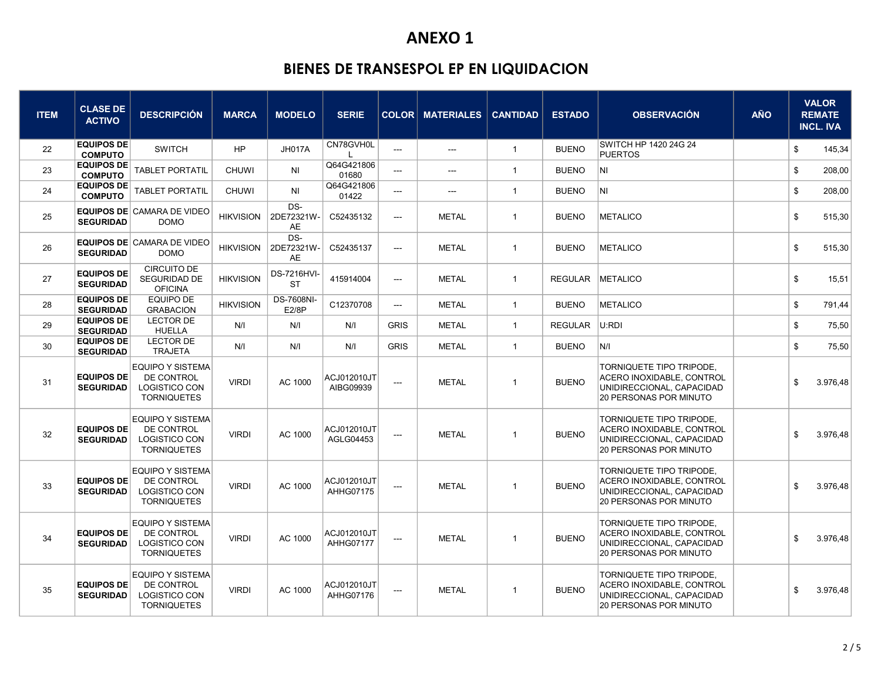# ANEXO 1

## BIENES DE TRANSESPOL EP EN LIQUIDACION

| ITEM | CLASE DE ACTIVO | DESCRIPCIÓN | MARCA | MODELO | SERIE | COLOR | MATERIALES | CANTIDAD | ESTADO | OBSERVACIÓN | AÑO | VALOR REMATE INCL. IVA |
|---|---|---|---|---|---|---|---|---|---|---|---|---|
| 22 | EQUIPOS DE COMPUTO | SWITCH | HP | JH017A | CN78GVH0LL | --- | --- | 1 | BUENO | SWITCH HP 1420 24G 24 PUERTOS | | $ 145,34 |
| 23 | EQUIPOS DE COMPUTO | TABLET PORTATIL | CHUWI | NI | Q64G42180601680 | --- | --- | 1 | BUENO | NI | | $ 208,00 |
| 24 | EQUIPOS DE COMPUTO | TABLET PORTATIL | CHUWI | NI | Q64G42180601422 | --- | --- | 1 | BUENO | NI | | $ 208,00 |
| 25 | EQUIPOS DE SEGURIDAD | CAMARA DE VIDEO DOMO | HIKVISION | DS-2DE72321W-AE | C52435132 | --- | METAL | 1 | BUENO | METALICO | | $ 515,30 |
| 26 | EQUIPOS DE SEGURIDAD | CAMARA DE VIDEO DOMO | HIKVISION | DS-2DE72321W-AE | C52435137 | --- | METAL | 1 | BUENO | METALICO | | $ 515,30 |
| 27 | EQUIPOS DE SEGURIDAD | CIRCUITO DE SEGURIDAD DE OFICINA | HIKVISION | DS-7216HVI-ST | 415914004 | --- | METAL | 1 | REGULAR | METALICO | | $ 15,51 |
| 28 | EQUIPOS DE SEGURIDAD | EQUIPO DE GRABACION | HIKVISION | DS-7608NI-E2/8P | C12370708 | --- | METAL | 1 | BUENO | METALICO | | $ 791,44 |
| 29 | EQUIPOS DE SEGURIDAD | LECTOR DE HUELLA | N/I | N/I | N/I | GRIS | METAL | 1 | REGULAR | U:RDI | | $ 75,50 |
| 30 | EQUIPOS DE SEGURIDAD | LECTOR DE TRAJETA | N/I | N/I | N/I | GRIS | METAL | 1 | BUENO | N/I | | $ 75,50 |
| 31 | EQUIPOS DE SEGURIDAD | EQUIPO Y SISTEMA DE CONTROL LOGISTICO CON TORNIQUETES | VIRDI | AC 1000 | ACJ012010JTAIBG09939 | --- | METAL | 1 | BUENO | TORNIQUETE TIPO TRIPODE, ACERO INOXIDABLE, CONTROL UNIDIRECCIONAL, CAPACIDAD 20 PERSONAS POR MINUTO | | $ 3.976,48 |
| 32 | EQUIPOS DE SEGURIDAD | EQUIPO Y SISTEMA DE CONTROL LOGISTICO CON TORNIQUETES | VIRDI | AC 1000 | ACJ012010JTAGLG04453 | --- | METAL | 1 | BUENO | TORNIQUETE TIPO TRIPODE, ACERO INOXIDABLE, CONTROL UNIDIRECCIONAL, CAPACIDAD 20 PERSONAS POR MINUTO | | $ 3.976,48 |
| 33 | EQUIPOS DE SEGURIDAD | EQUIPO Y SISTEMA DE CONTROL LOGISTICO CON TORNIQUETES | VIRDI | AC 1000 | ACJ012010JTAHHG07175 | --- | METAL | 1 | BUENO | TORNIQUETE TIPO TRIPODE, ACERO INOXIDABLE, CONTROL UNIDIRECCIONAL, CAPACIDAD 20 PERSONAS POR MINUTO | | $ 3.976,48 |
| 34 | EQUIPOS DE SEGURIDAD | EQUIPO Y SISTEMA DE CONTROL LOGISTICO CON TORNIQUETES | VIRDI | AC 1000 | ACJ012010JTAHHG07177 | --- | METAL | 1 | BUENO | TORNIQUETE TIPO TRIPODE, ACERO INOXIDABLE, CONTROL UNIDIRECCIONAL, CAPACIDAD 20 PERSONAS POR MINUTO | | $ 3.976,48 |
| 35 | EQUIPOS DE SEGURIDAD | EQUIPO Y SISTEMA DE CONTROL LOGISTICO CON TORNIQUETES | VIRDI | AC 1000 | ACJ012010JTAHHG07176 | --- | METAL | 1 | BUENO | TORNIQUETE TIPO TRIPODE, ACERO INOXIDABLE, CONTROL UNIDIRECCIONAL, CAPACIDAD 20 PERSONAS POR MINUTO | | $ 3.976,48 |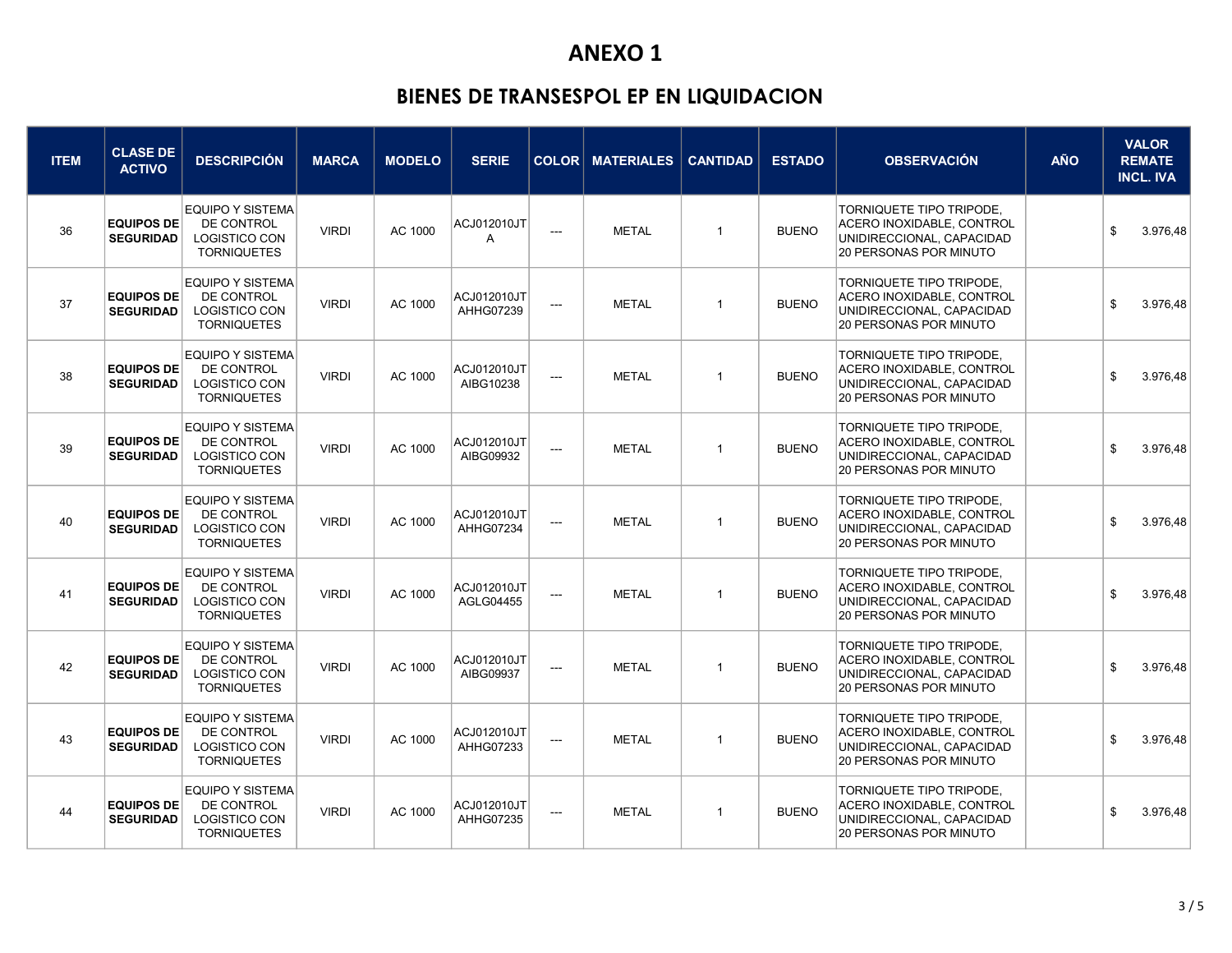# ANEXO 1

## BIENES DE TRANSESPOL EP EN LIQUIDACION

| ITEM | CLASE DE ACTIVO | DESCRIPCIÓN | MARCA | MODELO | SERIE | COLOR | MATERIALES | CANTIDAD | ESTADO | OBSERVACIÓN | AÑO | VALOR REMATE INCL. IVA |
|---|---|---|---|---|---|---|---|---|---|---|---|---|
| 36 | **EQUIPOS DE SEGURIDAD** | EQUIPO Y SISTEMA DE CONTROL LOGISTICO CON TORNIQUETES | VIRDI | AC 1000 | ACJ012010JTA | --- | METAL | 1 | BUENO | TORNIQUETE TIPO TRIPODE, ACERO INOXIDABLE, CONTROL UNIDIRECCIONAL, CAPACIDAD 20 PERSONAS POR MINUTO | | $ 3.976,48 |
| 37 | **EQUIPOS DE SEGURIDAD** | EQUIPO Y SISTEMA DE CONTROL LOGISTICO CON TORNIQUETES | VIRDI | AC 1000 | ACJ012010JTAHHG07239 | --- | METAL | 1 | BUENO | TORNIQUETE TIPO TRIPODE, ACERO INOXIDABLE, CONTROL UNIDIRECCIONAL, CAPACIDAD 20 PERSONAS POR MINUTO | | $ 3.976,48 |
| 38 | **EQUIPOS DE SEGURIDAD** | EQUIPO Y SISTEMA DE CONTROL LOGISTICO CON TORNIQUETES | VIRDI | AC 1000 | ACJ012010JTAIBG10238 | --- | METAL | 1 | BUENO | TORNIQUETE TIPO TRIPODE, ACERO INOXIDABLE, CONTROL UNIDIRECCIONAL, CAPACIDAD 20 PERSONAS POR MINUTO | | $ 3.976,48 |
| 39 | **EQUIPOS DE SEGURIDAD** | EQUIPO Y SISTEMA DE CONTROL LOGISTICO CON TORNIQUETES | VIRDI | AC 1000 | ACJ012010JTAIBG09932 | --- | METAL | 1 | BUENO | TORNIQUETE TIPO TRIPODE, ACERO INOXIDABLE, CONTROL UNIDIRECCIONAL, CAPACIDAD 20 PERSONAS POR MINUTO | | $ 3.976,48 |
| 40 | **EQUIPOS DE SEGURIDAD** | EQUIPO Y SISTEMA DE CONTROL LOGISTICO CON TORNIQUETES | VIRDI | AC 1000 | ACJ012010JTAHHG07234 | --- | METAL | 1 | BUENO | TORNIQUETE TIPO TRIPODE, ACERO INOXIDABLE, CONTROL UNIDIRECCIONAL, CAPACIDAD 20 PERSONAS POR MINUTO | | $ 3.976,48 |
| 41 | **EQUIPOS DE SEGURIDAD** | EQUIPO Y SISTEMA DE CONTROL LOGISTICO CON TORNIQUETES | VIRDI | AC 1000 | ACJ012010JTAGLG04455 | --- | METAL | 1 | BUENO | TORNIQUETE TIPO TRIPODE, ACERO INOXIDABLE, CONTROL UNIDIRECCIONAL, CAPACIDAD 20 PERSONAS POR MINUTO | | $ 3.976,48 |
| 42 | **EQUIPOS DE SEGURIDAD** | EQUIPO Y SISTEMA DE CONTROL LOGISTICO CON TORNIQUETES | VIRDI | AC 1000 | ACJ012010JTAIBG09937 | --- | METAL | 1 | BUENO | TORNIQUETE TIPO TRIPODE, ACERO INOXIDABLE, CONTROL UNIDIRECCIONAL, CAPACIDAD 20 PERSONAS POR MINUTO | | $ 3.976,48 |
| 43 | **EQUIPOS DE SEGURIDAD** | EQUIPO Y SISTEMA DE CONTROL LOGISTICO CON TORNIQUETES | VIRDI | AC 1000 | ACJ012010JTAHHG07233 | --- | METAL | 1 | BUENO | TORNIQUETE TIPO TRIPODE, ACERO INOXIDABLE, CONTROL UNIDIRECCIONAL, CAPACIDAD 20 PERSONAS POR MINUTO | | $ 3.976,48 |
| 44 | **EQUIPOS DE SEGURIDAD** | EQUIPO Y SISTEMA DE CONTROL LOGISTICO CON TORNIQUETES | VIRDI | AC 1000 | ACJ012010JTAHHG07235 | --- | METAL | 1 | BUENO | TORNIQUETE TIPO TRIPODE, ACERO INOXIDABLE, CONTROL UNIDIRECCIONAL, CAPACIDAD 20 PERSONAS POR MINUTO | | $ 3.976,48 |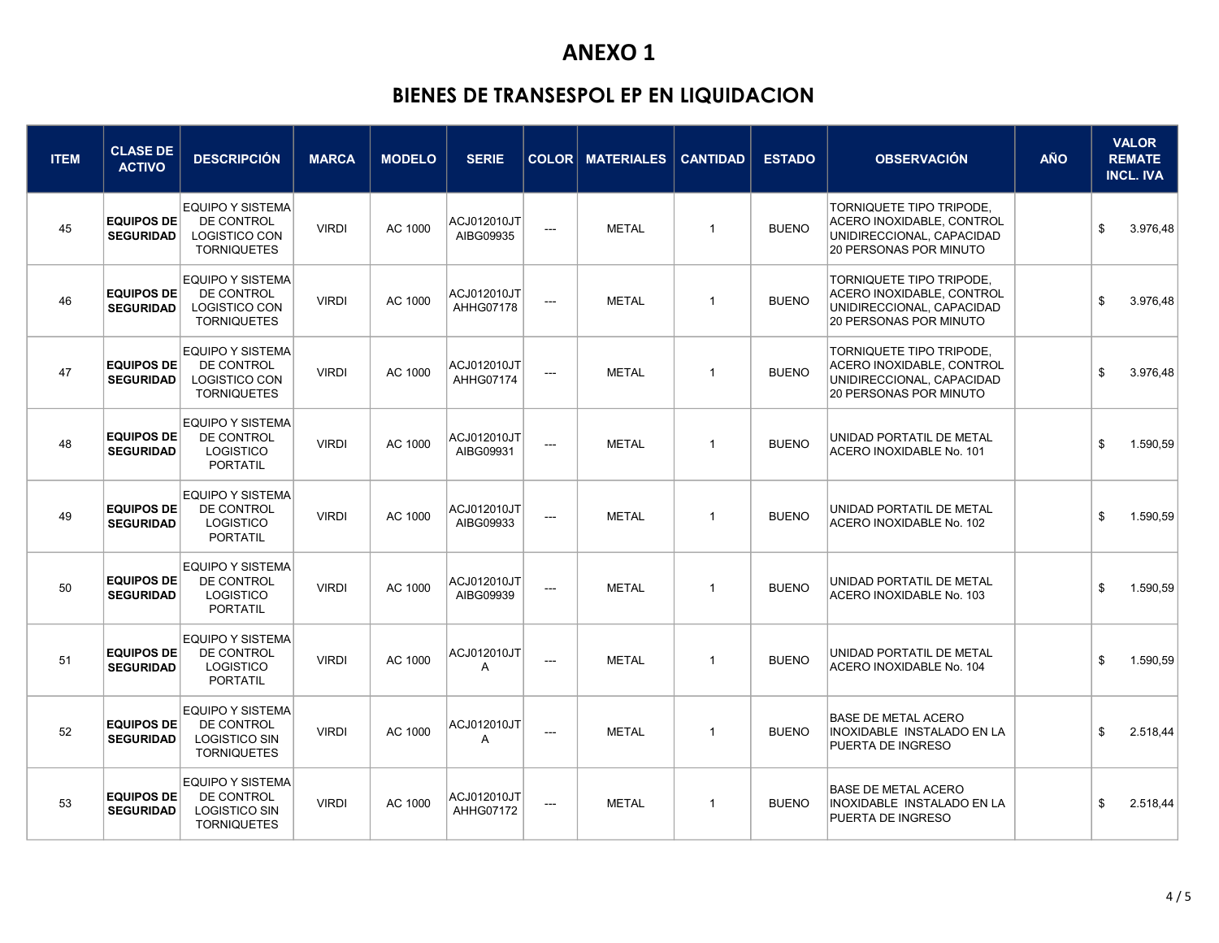# ANEXO 1

## BIENES DE TRANSESPOL EP EN LIQUIDACION

| ITEM | CLASE DE ACTIVO | DESCRIPCIÓN | MARCA | MODELO | SERIE | COLOR | MATERIALES | CANTIDAD | ESTADO | OBSERVACIÓN | AÑO | VALOR REMATE INCL. IVA |
|---|---|---|---|---|---|---|---|---|---|---|---|---|
| 45 | **EQUIPOS DE SEGURIDAD** | EQUIPO Y SISTEMA DE CONTROL LOGISTICO CON TORNIQUETES | VIRDI | AC 1000 | ACJ012010JT AIBG09935 | --- | METAL | 1 | BUENO | TORNIQUETE TIPO TRIPODE, ACERO INOXIDABLE, CONTROL UNIDIRECCIONAL, CAPACIDAD 20 PERSONAS POR MINUTO | | $ 3.976,48 |
| 46 | **EQUIPOS DE SEGURIDAD** | EQUIPO Y SISTEMA DE CONTROL LOGISTICO CON TORNIQUETES | VIRDI | AC 1000 | ACJ012010JT AHHG07178 | --- | METAL | 1 | BUENO | TORNIQUETE TIPO TRIPODE, ACERO INOXIDABLE, CONTROL UNIDIRECCIONAL, CAPACIDAD 20 PERSONAS POR MINUTO | | $ 3.976,48 |
| 47 | **EQUIPOS DE SEGURIDAD** | EQUIPO Y SISTEMA DE CONTROL LOGISTICO CON TORNIQUETES | VIRDI | AC 1000 | ACJ012010JT AHHG07174 | --- | METAL | 1 | BUENO | TORNIQUETE TIPO TRIPODE, ACERO INOXIDABLE, CONTROL UNIDIRECCIONAL, CAPACIDAD 20 PERSONAS POR MINUTO | | $ 3.976,48 |
| 48 | **EQUIPOS DE SEGURIDAD** | EQUIPO Y SISTEMA DE CONTROL LOGISTICO PORTATIL | VIRDI | AC 1000 | ACJ012010JT AIBG09931 | --- | METAL | 1 | BUENO | UNIDAD PORTATIL DE METAL ACERO INOXIDABLE No. 101 | | $ 1.590,59 |
| 49 | **EQUIPOS DE SEGURIDAD** | EQUIPO Y SISTEMA DE CONTROL LOGISTICO PORTATIL | VIRDI | AC 1000 | ACJ012010JT AIBG09933 | --- | METAL | 1 | BUENO | UNIDAD PORTATIL DE METAL ACERO INOXIDABLE No. 102 | | $ 1.590,59 |
| 50 | **EQUIPOS DE SEGURIDAD** | EQUIPO Y SISTEMA DE CONTROL LOGISTICO PORTATIL | VIRDI | AC 1000 | ACJ012010JT AIBG09939 | --- | METAL | 1 | BUENO | UNIDAD PORTATIL DE METAL ACERO INOXIDABLE No. 103 | | $ 1.590,59 |
| 51 | **EQUIPOS DE SEGURIDAD** | EQUIPO Y SISTEMA DE CONTROL LOGISTICO PORTATIL | VIRDI | AC 1000 | ACJ012010JT A | --- | METAL | 1 | BUENO | UNIDAD PORTATIL DE METAL ACERO INOXIDABLE No. 104 | | $ 1.590,59 |
| 52 | **EQUIPOS DE SEGURIDAD** | EQUIPO Y SISTEMA DE CONTROL LOGISTICO SIN TORNIQUETES | VIRDI | AC 1000 | ACJ012010JT A | --- | METAL | 1 | BUENO | BASE DE METAL ACERO INOXIDABLE INSTALADO EN LA PUERTA DE INGRESO | | $ 2.518,44 |
| 53 | **EQUIPOS DE SEGURIDAD** | EQUIPO Y SISTEMA DE CONTROL LOGISTICO SIN TORNIQUETES | VIRDI | AC 1000 | ACJ012010JT AHHG07172 | --- | METAL | 1 | BUENO | BASE DE METAL ACERO INOXIDABLE INSTALADO EN LA PUERTA DE INGRESO | | $ 2.518,44 |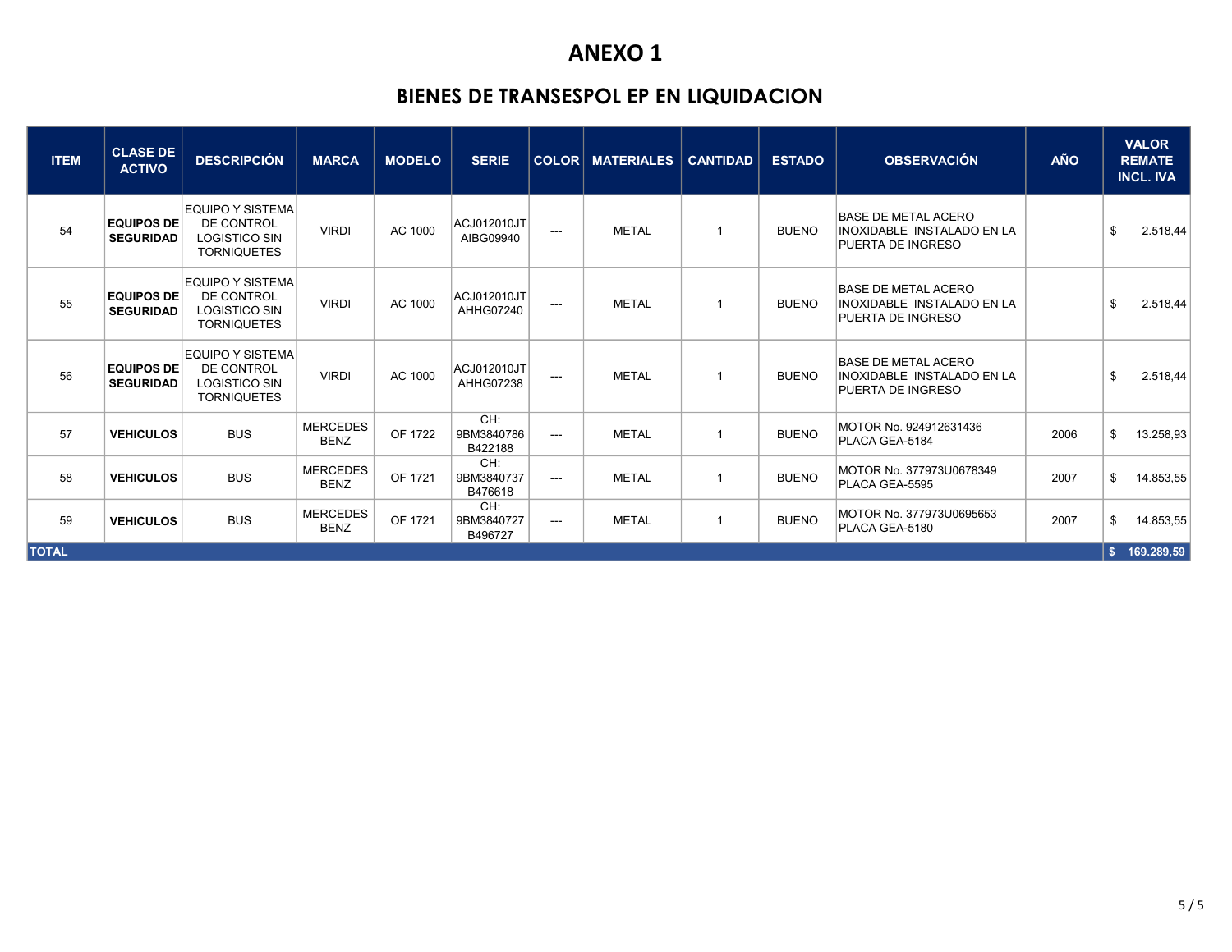# ANEXO 1

## BIENES DE TRANSESPOL EP EN LIQUIDACION

| ITEM | CLASE DE ACTIVO | DESCRIPCIÓN | MARCA | MODELO | SERIE | COLOR | MATERIALES | CANTIDAD | ESTADO | OBSERVACIÓN | AÑO | VALOR REMATE INCL. IVA |
|---|---|---|---|---|---|---|---|---|---|---|---|---|
| 54 | **EQUIPOS DE SEGURIDAD** | EQUIPO Y SISTEMA DE CONTROL LOGISTICO SIN TORNIQUETES | VIRDI | AC 1000 | ACJ012010JT AIBG09940 | --- | METAL | 1 | BUENO | BASE DE METAL ACERO INOXIDABLE INSTALADO EN LA PUERTA DE INGRESO | | $ 2.518,44 |
| 55 | **EQUIPOS DE SEGURIDAD** | EQUIPO Y SISTEMA DE CONTROL LOGISTICO SIN TORNIQUETES | VIRDI | AC 1000 | ACJ012010JT AHHG07240 | --- | METAL | 1 | BUENO | BASE DE METAL ACERO INOXIDABLE INSTALADO EN LA PUERTA DE INGRESO | | $ 2.518,44 |
| 56 | **EQUIPOS DE SEGURIDAD** | EQUIPO Y SISTEMA DE CONTROL LOGISTICO SIN TORNIQUETES | VIRDI | AC 1000 | ACJ012010JT AHHG07238 | --- | METAL | 1 | BUENO | BASE DE METAL ACERO INOXIDABLE INSTALADO EN LA PUERTA DE INGRESO | | $ 2.518,44 |
| 57 | **VEHICULOS** | BUS | MERCEDES BENZ | OF 1722 | CH: 9BM3840786 B422188 | --- | METAL | 1 | BUENO | MOTOR No. 924912631436 PLACA GEA-5184 | 2006 | $ 13.258,93 |
| 58 | **VEHICULOS** | BUS | MERCEDES BENZ | OF 1721 | CH: 9BM3840737 B476618 | --- | METAL | 1 | BUENO | MOTOR No. 377973U0678349 PLACA GEA-5595 | 2007 | $ 14.853,55 |
| 59 | **VEHICULOS** | BUS | MERCEDES BENZ | OF 1721 | CH: 9BM3840727 B496727 | --- | METAL | 1 | BUENO | MOTOR No. 377973U0695653 PLACA GEA-5180 | 2007 | $ 14.853,55 |
| **TOTAL** | | | | | | | | | | | | **$ 169.289,59** |